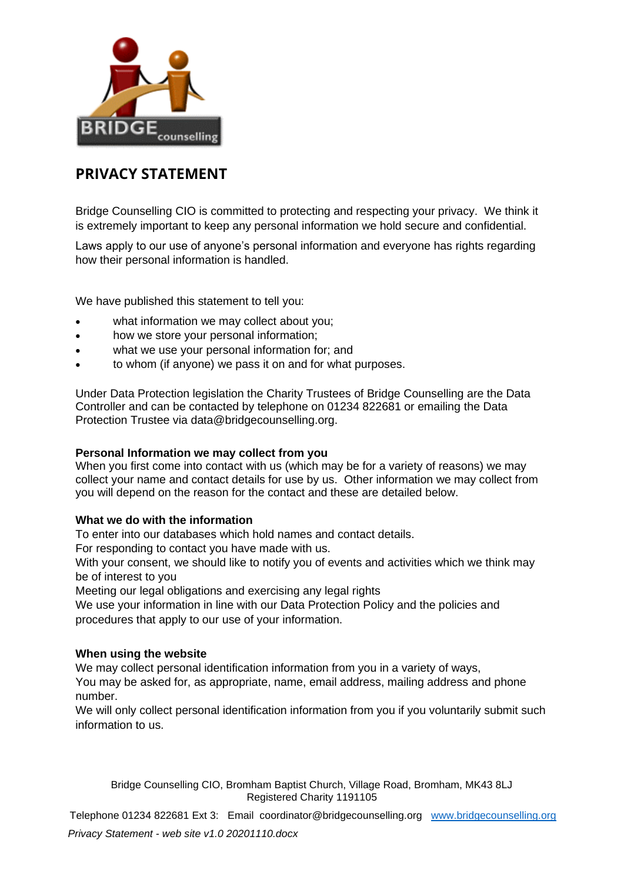# PRIVACY STATEMENT

Bridge Counselling CIO is committed to protecting and respecting your privacy. We think it is extremely important to keep any personal information we hold secure and confidential.

Laws apply to our use of anyone's personal information and everyone has rights regarding how their personal information is handled.

We have published this statement to tell you:

- what information we may collect about you;
- how we store your personal information;
- what we use your personal information for; and
- to whom (if anyone) we pass it on and for what purposes.

Under Data Protection legislation the Charity Trustees of Bridge Counselling are the Data Controller and can be contacted by telephone on 01234 822681 or emailing the Data Protection Trustee via data@bridgecounselling.org.

**Personal Information we may collect from you**
When you first come into contact with us (which may be for a variety of reasons) we may collect your name and contact details for use by us. Other information we may collect from you will depend on the reason for the contact and these are detailed below.

**What we do with the information**
To enter into our databases which hold names and contact details.
For responding to contact you have made with us.
With your consent, we should like to notify you of events and activities which we think may be of interest to you
Meeting our legal obligations and exercising any legal rights
We use your information in line with our Data Protection Policy and the policies and procedures that apply to our use of your information.

**When using the website**
We may collect personal identification information from you in a variety of ways,
You may be asked for, as appropriate, name, email address, mailing address and phone number.
We will only collect personal identification information from you if you voluntarily submit such information to us.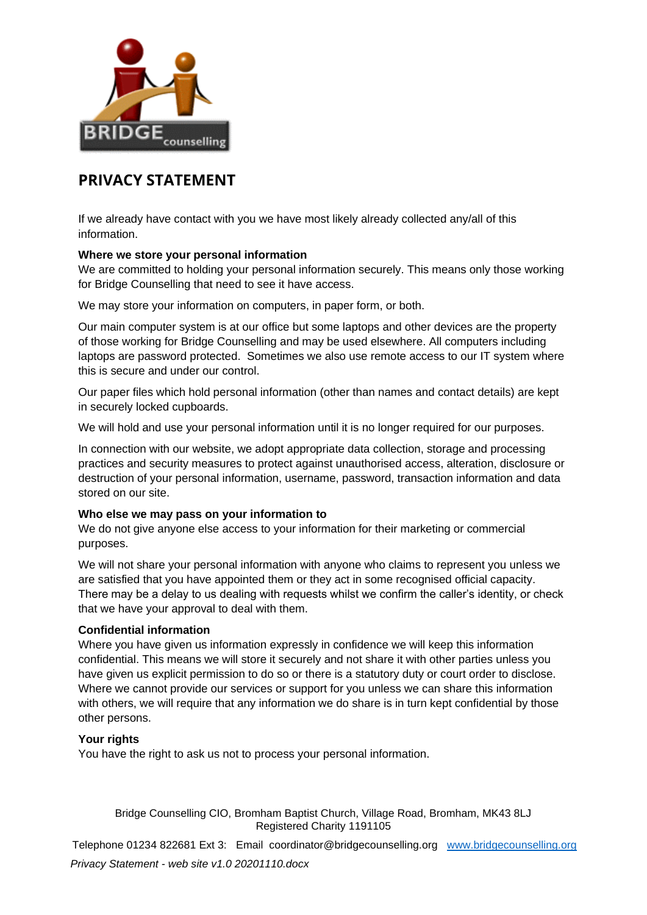## PRIVACY STATEMENT

If we already have contact with you we have most likely already collected any/all of this information.

**Where we store your personal information**
We are committed to holding your personal information securely. This means only those working for Bridge Counselling that need to see it have access.

We may store your information on computers, in paper form, or both.

Our main computer system is at our office but some laptops and other devices are the property of those working for Bridge Counselling and may be used elsewhere. All computers including laptops are password protected. Sometimes we also use remote access to our IT system where this is secure and under our control.

Our paper files which hold personal information (other than names and contact details) are kept in securely locked cupboards.

We will hold and use your personal information until it is no longer required for our purposes.

In connection with our website, we adopt appropriate data collection, storage and processing practices and security measures to protect against unauthorised access, alteration, disclosure or destruction of your personal information, username, password, transaction information and data stored on our site.

**Who else we may pass on your information to**
We do not give anyone else access to your information for their marketing or commercial purposes.

We will not share your personal information with anyone who claims to represent you unless we are satisfied that you have appointed them or they act in some recognised official capacity. There may be a delay to us dealing with requests whilst we confirm the caller's identity, or check that we have your approval to deal with them.

**Confidential information**
Where you have given us information expressly in confidence we will keep this information confidential. This means we will store it securely and not share it with other parties unless you have given us explicit permission to do so or there is a statutory duty or court order to disclose. Where we cannot provide our services or support for you unless we can share this information with others, we will require that any information we do share is in turn kept confidential by those other persons.

**Your rights**
You have the right to ask us not to process your personal information.

Bridge Counselling CIO, Bromham Baptist Church, Village Road, Bromham, MK43 8LJ
Registered Charity 1191105

Telephone 01234 822681 Ext 3: Email coordinator@bridgecounselling.org www.bridgecounselling.org

*Privacy Statement - web site v1.0 20201110.docx*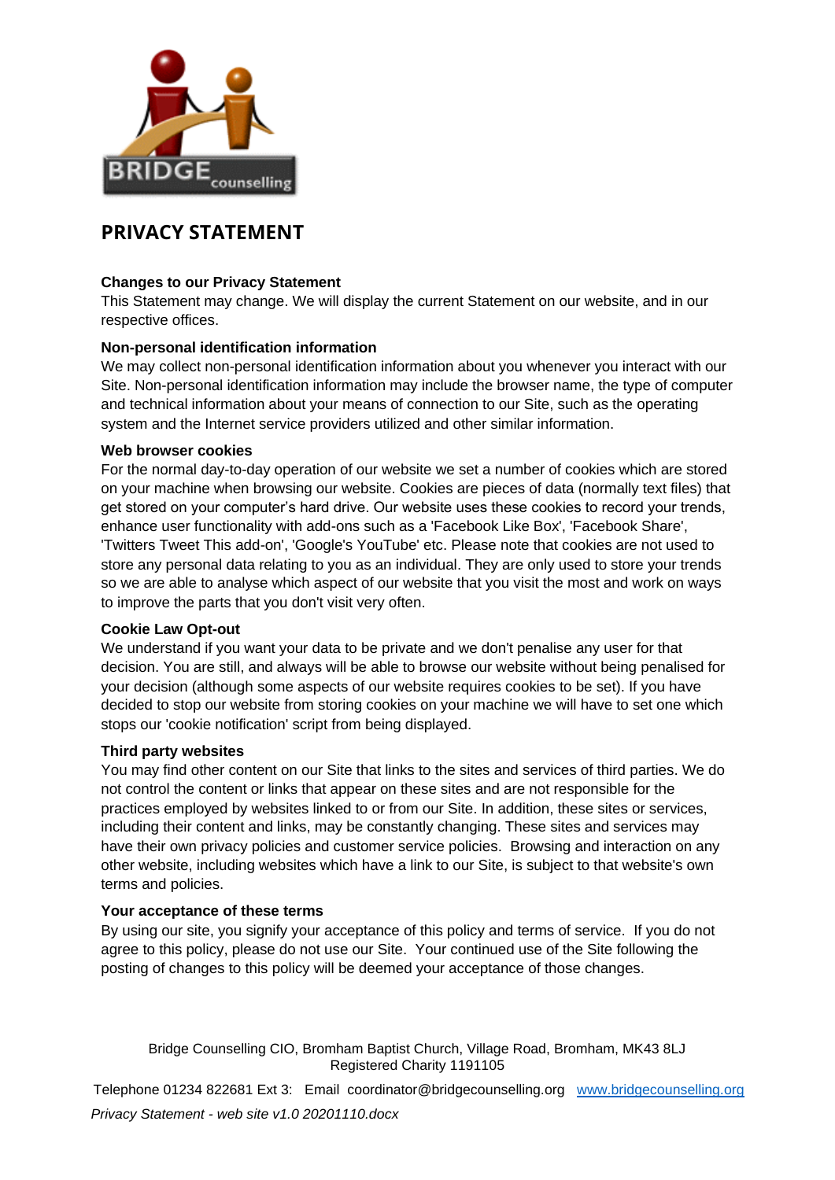## PRIVACY STATEMENT

**Changes to our Privacy Statement**
This Statement may change. We will display the current Statement on our website, and in our respective offices.

**Non-personal identification information**
We may collect non-personal identification information about you whenever you interact with our Site. Non-personal identification information may include the browser name, the type of computer and technical information about your means of connection to our Site, such as the operating system and the Internet service providers utilized and other similar information.

**Web browser cookies**
For the normal day-to-day operation of our website we set a number of cookies which are stored on your machine when browsing our website. Cookies are pieces of data (normally text files) that get stored on your computer's hard drive. Our website uses these cookies to record your trends, enhance user functionality with add-ons such as a 'Facebook Like Box', 'Facebook Share', 'Twitters Tweet This add-on', 'Google's YouTube' etc. Please note that cookies are not used to store any personal data relating to you as an individual. They are only used to store your trends so we are able to analyse which aspect of our website that you visit the most and work on ways to improve the parts that you don't visit very often.

**Cookie Law Opt-out**
We understand if you want your data to be private and we don't penalise any user for that decision. You are still, and always will be able to browse our website without being penalised for your decision (although some aspects of our website requires cookies to be set). If you have decided to stop our website from storing cookies on your machine we will have to set one which stops our 'cookie notification' script from being displayed.

**Third party websites**
You may find other content on our Site that links to the sites and services of third parties. We do not control the content or links that appear on these sites and are not responsible for the practices employed by websites linked to or from our Site. In addition, these sites or services, including their content and links, may be constantly changing. These sites and services may have their own privacy policies and customer service policies. Browsing and interaction on any other website, including websites which have a link to our Site, is subject to that website's own terms and policies.

**Your acceptance of these terms**
By using our site, you signify your acceptance of this policy and terms of service. If you do not agree to this policy, please do not use our Site. Your continued use of the Site following the posting of changes to this policy will be deemed your acceptance of those changes.

Bridge Counselling CIO, Bromham Baptist Church, Village Road, Bromham, MK43 8LJ
Registered Charity 1191105

Telephone 01234 822681 Ext 3: Email coordinator@bridgecounselling.org www.bridgecounselling.org

*Privacy Statement - web site v1.0 20201110.docx*